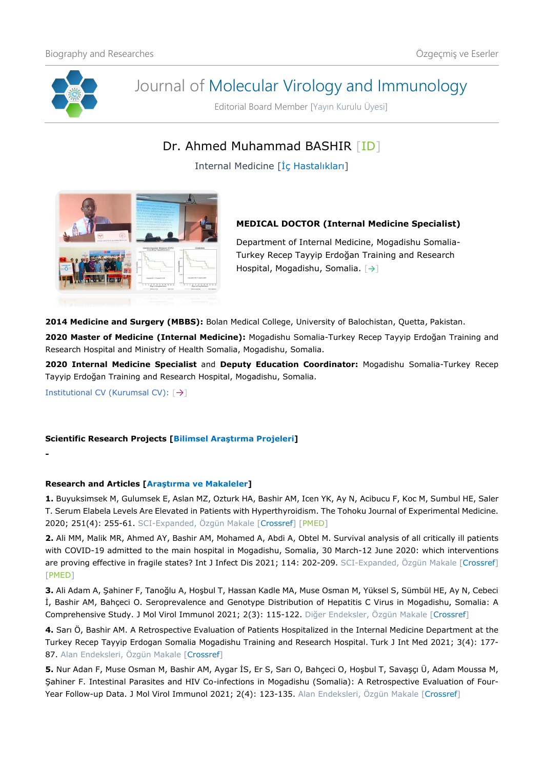# Journal of Molecular Virology and Immunology

Editorial Board Member [Yayın Kurulu Üyesi]

## Dr. Ahmed Muhammad BASHIR [ID]

Internal Medicine [İç Hastalıkları]

**MEDICAL DOCTOR (Internal Medicine Specialist)**

Department of Internal Medicine, Mogadishu Somalia-Turkey Recep Tayyip Erdoğan Training and Research Hospital, Mogadishu, Somalia. [→]

**2014 Medicine and Surgery (MBBS):** Bolan Medical College, University of Balochistan, Quetta, Pakistan.

**2020 Master of Medicine (Internal Medicine):** Mogadishu Somalia-Turkey Recep Tayyip Erdoğan Training and Research Hospital and Ministry of Health Somalia, Mogadishu, Somalia.

**2020 Internal Medicine Specialist** and **Deputy Education Coordinator:** Mogadishu Somalia-Turkey Recep Tayyip Erdoğan Training and Research Hospital, Mogadishu, Somalia.

Institutional CV (Kurumsal CV): [→]

**Scientific Research Projects [Bilimsel Araştırma Projeleri]**

-

**Research and Articles [Araştırma ve Makaleler]**

**1.** Buyuksimsek M, Gulumsek E, Aslan MZ, Ozturk HA, Bashir AM, Icen YK, Ay N, Acibucu F, Koc M, Sumbul HE, Saler T. Serum Elabela Levels Are Elevated in Patients with Hyperthyroidism. The Tohoku Journal of Experimental Medicine. 2020; 251(4): 255-61. SCI-Expanded, Özgün Makale [Crossref] [PMED]

**2.** Ali MM, Malik MR, Ahmed AY, Bashir AM, Mohamed A, Abdi A, Obtel M. Survival analysis of all critically ill patients with COVID-19 admitted to the main hospital in Mogadishu, Somalia, 30 March-12 June 2020: which interventions are proving effective in fragile states? Int J Infect Dis 2021; 114: 202-209. SCI-Expanded, Özgün Makale [Crossref] [PMED]

**3.** Ali Adam A, Şahiner F, Tanoğlu A, Hoşbul T, Hassan Kadle MA, Muse Osman M, Yüksel S, Sümbül HE, Ay N, Cebeci İ, Bashir AM, Bahçeci O. Seroprevalence and Genotype Distribution of Hepatitis C Virus in Mogadishu, Somalia: A Comprehensive Study. J Mol Virol Immunol 2021; 2(3): 115-122. Diğer Endeksler, Özgün Makale [Crossref]

**4.** Sarı Ö, Bashir AM. A Retrospective Evaluation of Patients Hospitalized in the Internal Medicine Department at the Turkey Recep Tayyip Erdogan Somalia Mogadishu Training and Research Hospital. Turk J Int Med 2021; 3(4): 177-87. Alan Endeksleri, Özgün Makale [Crossref]

**5.** Nur Adan F, Muse Osman M, Bashir AM, Aygar İS, Er S, Sarı O, Bahçeci O, Hoşbul T, Savaşçı Ü, Adam Moussa M, Şahiner F. Intestinal Parasites and HIV Co-infections in Mogadishu (Somalia): A Retrospective Evaluation of Four-Year Follow-up Data. J Mol Virol Immunol 2021; 2(4): 123-135. Alan Endeksleri, Özgün Makale [Crossref]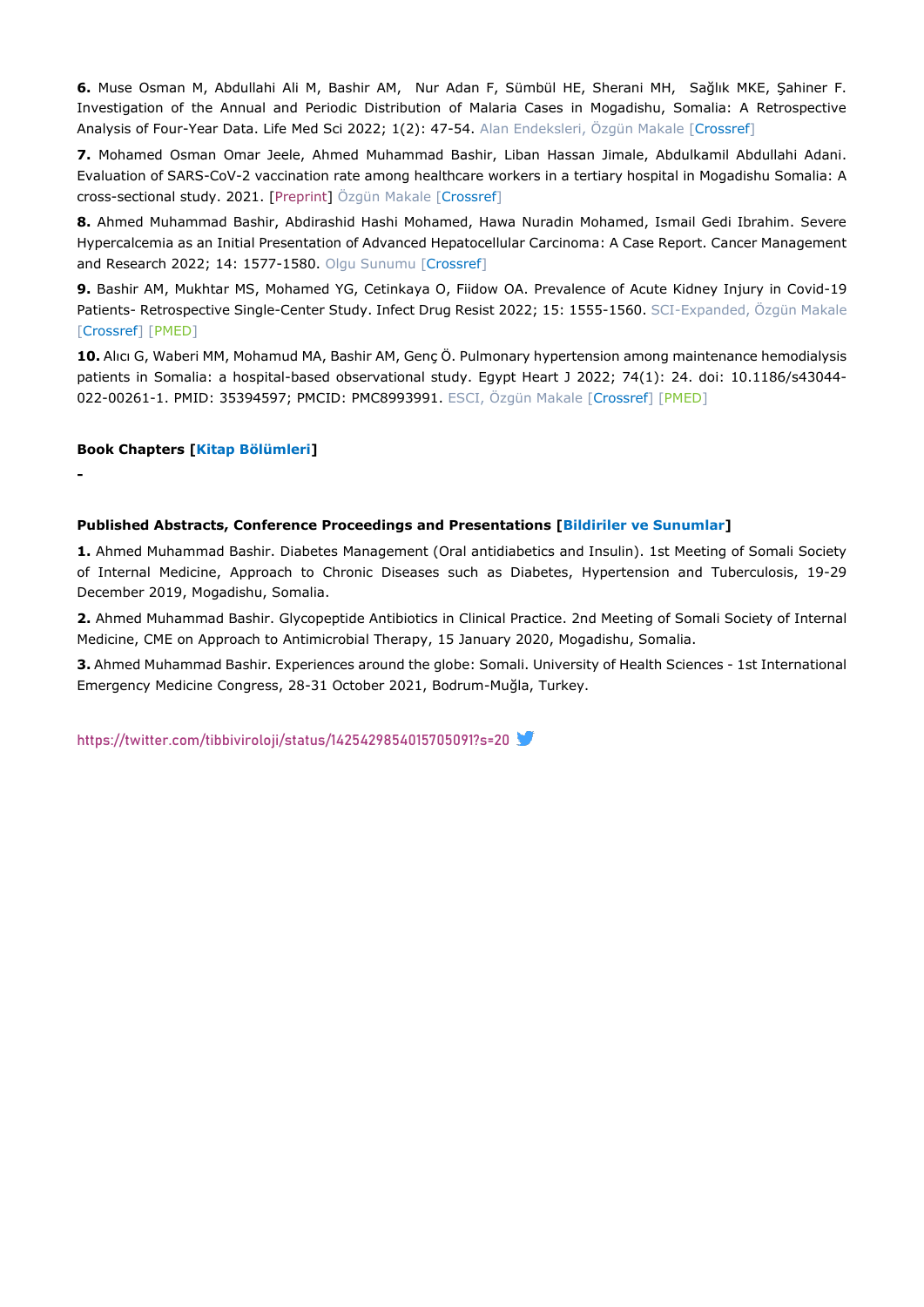**6.** Muse Osman M, Abdullahi Ali M, Bashir AM, Nur Adan F, Sümbül HE, Sherani MH, Sağlık MKE, Şahiner F. Investigation of the Annual and Periodic Distribution of Malaria Cases in Mogadishu, Somalia: A Retrospective Analysis of Four-Year Data. Life Med Sci 2022; 1(2): 47-54. Alan Endeksleri, Özgün Makale [Crossref]

**7.** Mohamed Osman Omar Jeele, Ahmed Muhammad Bashir, Liban Hassan Jimale, Abdulkamil Abdullahi Adani. Evaluation of SARS-CoV-2 vaccination rate among healthcare workers in a tertiary hospital in Mogadishu Somalia: A cross-sectional study. 2021. [Preprint] Özgün Makale [Crossref]

**8.** Ahmed Muhammad Bashir, Abdirashid Hashi Mohamed, Hawa Nuradin Mohamed, Ismail Gedi Ibrahim. Severe Hypercalcemia as an Initial Presentation of Advanced Hepatocellular Carcinoma: A Case Report. Cancer Management and Research 2022; 14: 1577-1580. Olgu Sunumu [Crossref]

**9.** Bashir AM, Mukhtar MS, Mohamed YG, Cetinkaya O, Fiidow OA. Prevalence of Acute Kidney Injury in Covid-19 Patients- Retrospective Single-Center Study. Infect Drug Resist 2022; 15: 1555-1560. SCI-Expanded, Özgün Makale [Crossref] [PMED]

**10.** Alıcı G, Waberi MM, Mohamud MA, Bashir AM, Genç Ö. Pulmonary hypertension among maintenance hemodialysis patients in Somalia: a hospital-based observational study. Egypt Heart J 2022; 74(1): 24. doi: 10.1186/s43044-022-00261-1. PMID: 35394597; PMCID: PMC8993991. ESCI, Özgün Makale [Crossref] [PMED]

**Book Chapters [Kitap Bölümleri]**

-

**Published Abstracts, Conference Proceedings and Presentations [Bildiriler ve Sunumlar]**

**1.** Ahmed Muhammad Bashir. Diabetes Management (Oral antidiabetics and Insulin). 1st Meeting of Somali Society of Internal Medicine, Approach to Chronic Diseases such as Diabetes, Hypertension and Tuberculosis, 19-29 December 2019, Mogadishu, Somalia.

**2.** Ahmed Muhammad Bashir. Glycopeptide Antibiotics in Clinical Practice. 2nd Meeting of Somali Society of Internal Medicine, CME on Approach to Antimicrobial Therapy, 15 January 2020, Mogadishu, Somalia.

**3.** Ahmed Muhammad Bashir. Experiences around the globe: Somali. University of Health Sciences - 1st International Emergency Medicine Congress, 28-31 October 2021, Bodrum-Muğla, Turkey.

https://twitter.com/tibbiviroloji/status/1425429854015705091?s=20